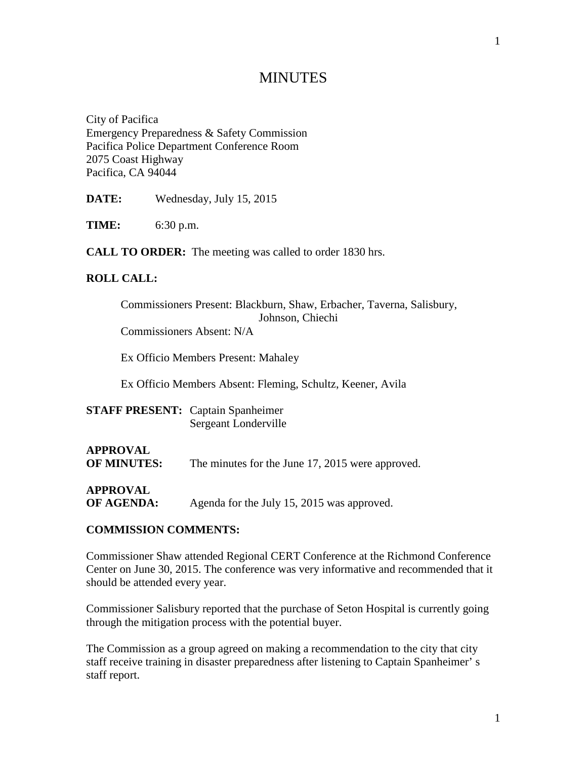# MINUTES

City of Pacifica
Emergency Preparedness & Safety Commission
Pacifica Police Department Conference Room
2075 Coast Highway
Pacifica, CA 94044

**DATE:** Wednesday, July 15, 2015

**TIME:** 6:30 p.m.

**CALL TO ORDER:** The meeting was called to order 1830 hrs.

**ROLL CALL:**

Commissioners Present: Blackburn, Shaw, Erbacher, Taverna, Salisbury, Johnson, Chiechi

Commissioners Absent: N/A

Ex Officio Members Present: Mahaley

Ex Officio Members Absent: Fleming, Schultz, Keener, Avila

**STAFF PRESENT:** Captain Spanheimer
Sergeant Londerville

**APPROVAL OF MINUTES:** The minutes for the June 17, 2015 were approved.

**APPROVAL OF AGENDA:** Agenda for the July 15, 2015 was approved.

**COMMISSION COMMENTS:**

Commissioner Shaw attended Regional CERT Conference at the Richmond Conference Center on June 30, 2015. The conference was very informative and recommended that it should be attended every year.

Commissioner Salisbury reported that the purchase of Seton Hospital is currently going through the mitigation process with the potential buyer.

The Commission as a group agreed on making a recommendation to the city that city staff receive training in disaster preparedness after listening to Captain Spanheimer' s staff report.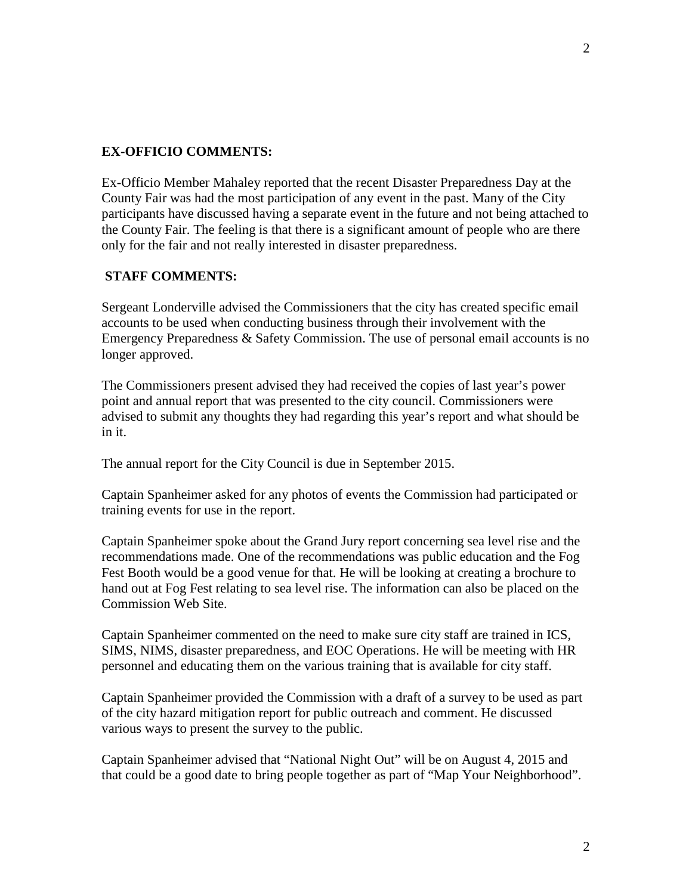**EX-OFFICIO COMMENTS:**

Ex-Officio Member Mahaley reported that the recent Disaster Preparedness Day at the County Fair was had the most participation of any event in the past. Many of the City participants have discussed having a separate event in the future and not being attached to the County Fair. The feeling is that there is a significant amount of people who are there only for the fair and not really interested in disaster preparedness.

**STAFF COMMENTS:**

Sergeant Londerville advised the Commissioners that the city has created specific email accounts to be used when conducting business through their involvement with the Emergency Preparedness & Safety Commission. The use of personal email accounts is no longer approved.

The Commissioners present advised they had received the copies of last year's power point and annual report that was presented to the city council. Commissioners were advised to submit any thoughts they had regarding this year's report and what should be in it.

The annual report for the City Council is due in September 2015.

Captain Spanheimer asked for any photos of events the Commission had participated or training events for use in the report.

Captain Spanheimer spoke about the Grand Jury report concerning sea level rise and the recommendations made. One of the recommendations was public education and the Fog Fest Booth would be a good venue for that. He will be looking at creating a brochure to hand out at Fog Fest relating to sea level rise. The information can also be placed on the Commission Web Site.

Captain Spanheimer commented on the need to make sure city staff are trained in ICS, SIMS, NIMS, disaster preparedness, and EOC Operations. He will be meeting with HR personnel and educating them on the various training that is available for city staff.

Captain Spanheimer provided the Commission with a draft of a survey to be used as part of the city hazard mitigation report for public outreach and comment. He discussed various ways to present the survey to the public.

Captain Spanheimer advised that "National Night Out" will be on August 4, 2015 and that could be a good date to bring people together as part of "Map Your Neighborhood".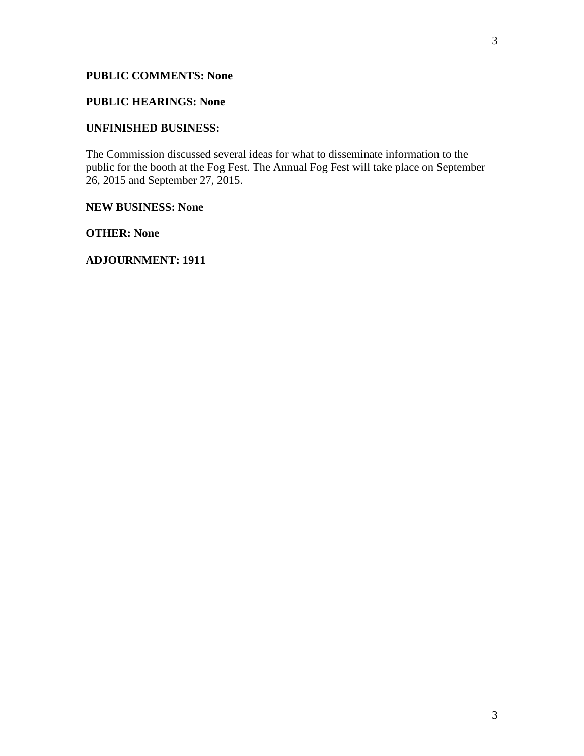**PUBLIC COMMENTS: None**

**PUBLIC HEARINGS: None**

**UNFINISHED BUSINESS:**

The Commission discussed several ideas for what to disseminate information to the public for the booth at the Fog Fest. The Annual Fog Fest will take place on September 26, 2015 and September 27, 2015.

**NEW BUSINESS: None**

**OTHER: None**

**ADJOURNMENT: 1911**